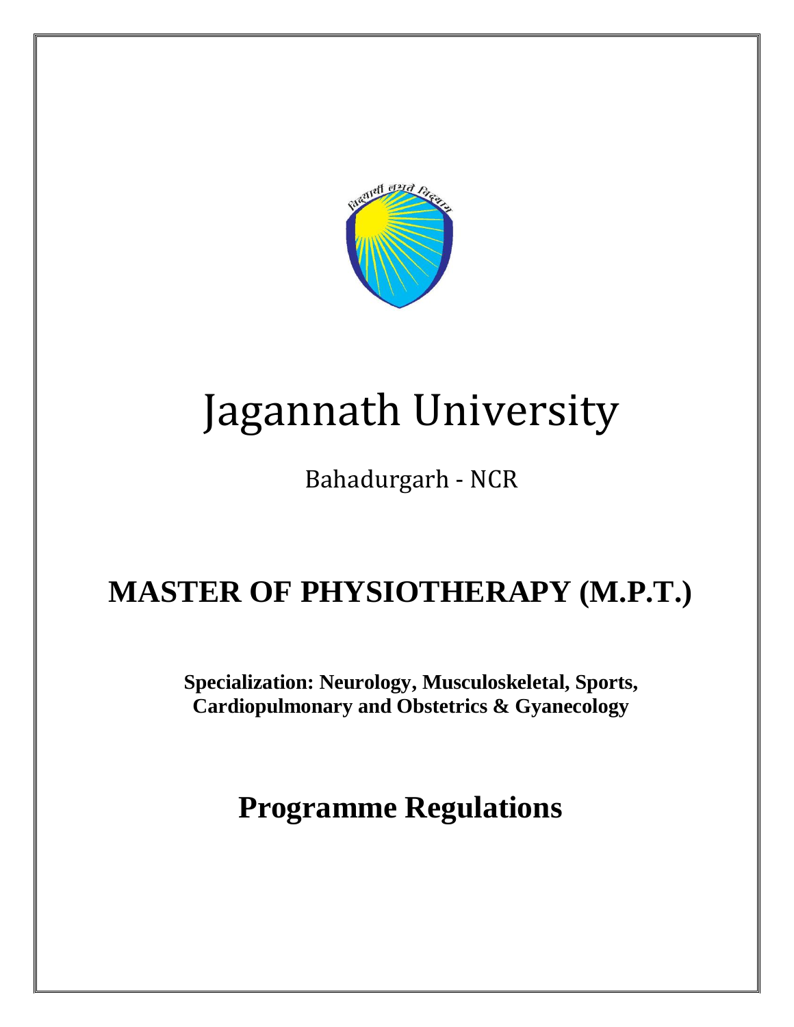# Jagannath University

Bahadurgarh - NCR

## MASTER OF PHYSIOTHERAPY (M.P.T.)

**Specialization: Neurology, Musculoskeletal, Sports, Cardiopulmonary and Obstetrics & Gyanecology**

## Programme Regulations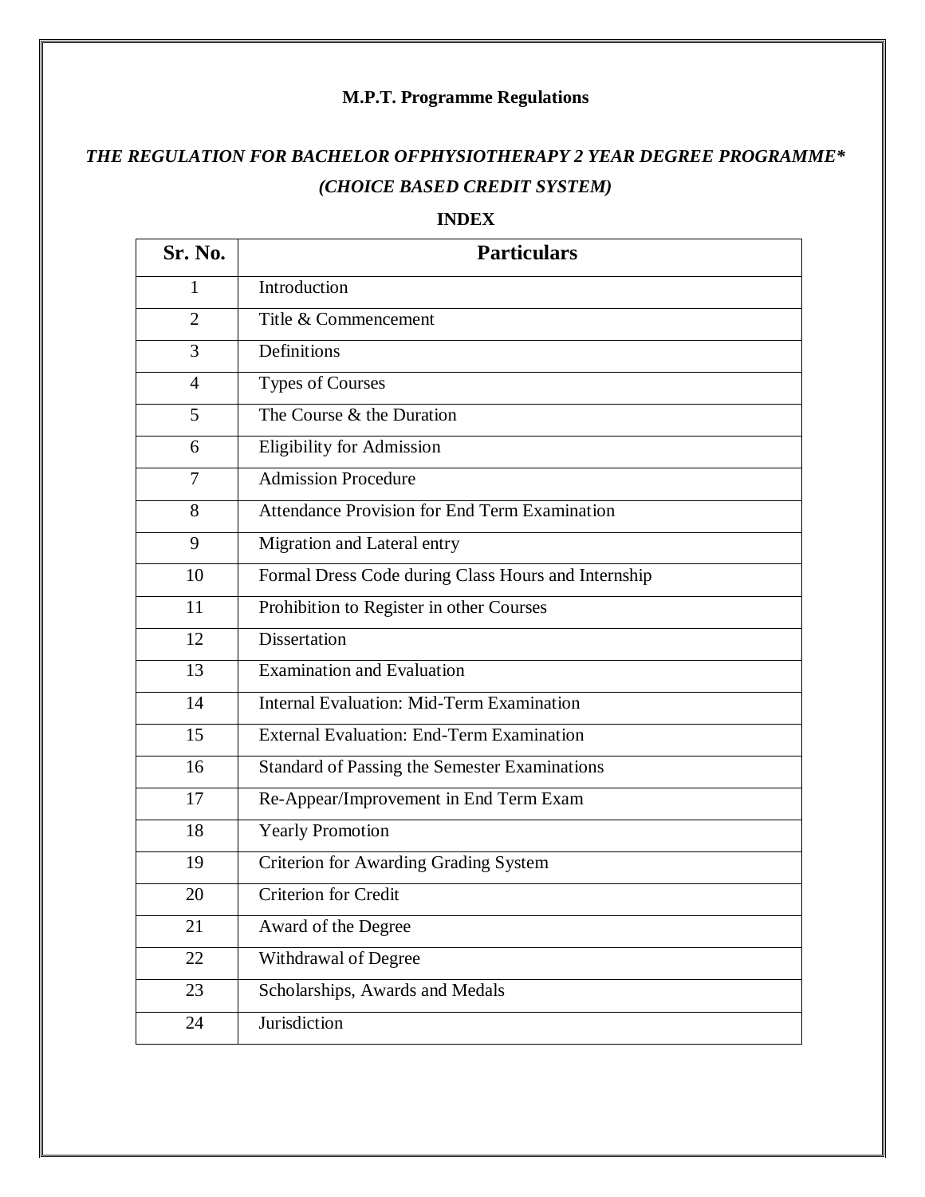**M.P.T. Programme Regulations**

***THE REGULATION FOR BACHELOR OFPHYSIOTHERAPY 2 YEAR DEGREE PROGRAMME****

***(CHOICE BASED CREDIT SYSTEM)***

**INDEX**

| Sr. No. | Particulars |
|---|---|
| 1 | Introduction |
| 2 | Title & Commencement |
| 3 | Definitions |
| 4 | Types of Courses |
| 5 | The Course & the Duration |
| 6 | Eligibility for Admission |
| 7 | Admission Procedure |
| 8 | Attendance Provision for End Term Examination |
| 9 | Migration and Lateral entry |
| 10 | Formal Dress Code during Class Hours and Internship |
| 11 | Prohibition to Register in other Courses |
| 12 | Dissertation |
| 13 | Examination and Evaluation |
| 14 | Internal Evaluation: Mid-Term Examination |
| 15 | External Evaluation: End-Term Examination |
| 16 | Standard of Passing the Semester Examinations |
| 17 | Re-Appear/Improvement in End Term Exam |
| 18 | Yearly Promotion |
| 19 | Criterion for Awarding Grading System |
| 20 | Criterion for Credit |
| 21 | Award of the Degree |
| 22 | Withdrawal of Degree |
| 23 | Scholarships, Awards and Medals |
| 24 | Jurisdiction |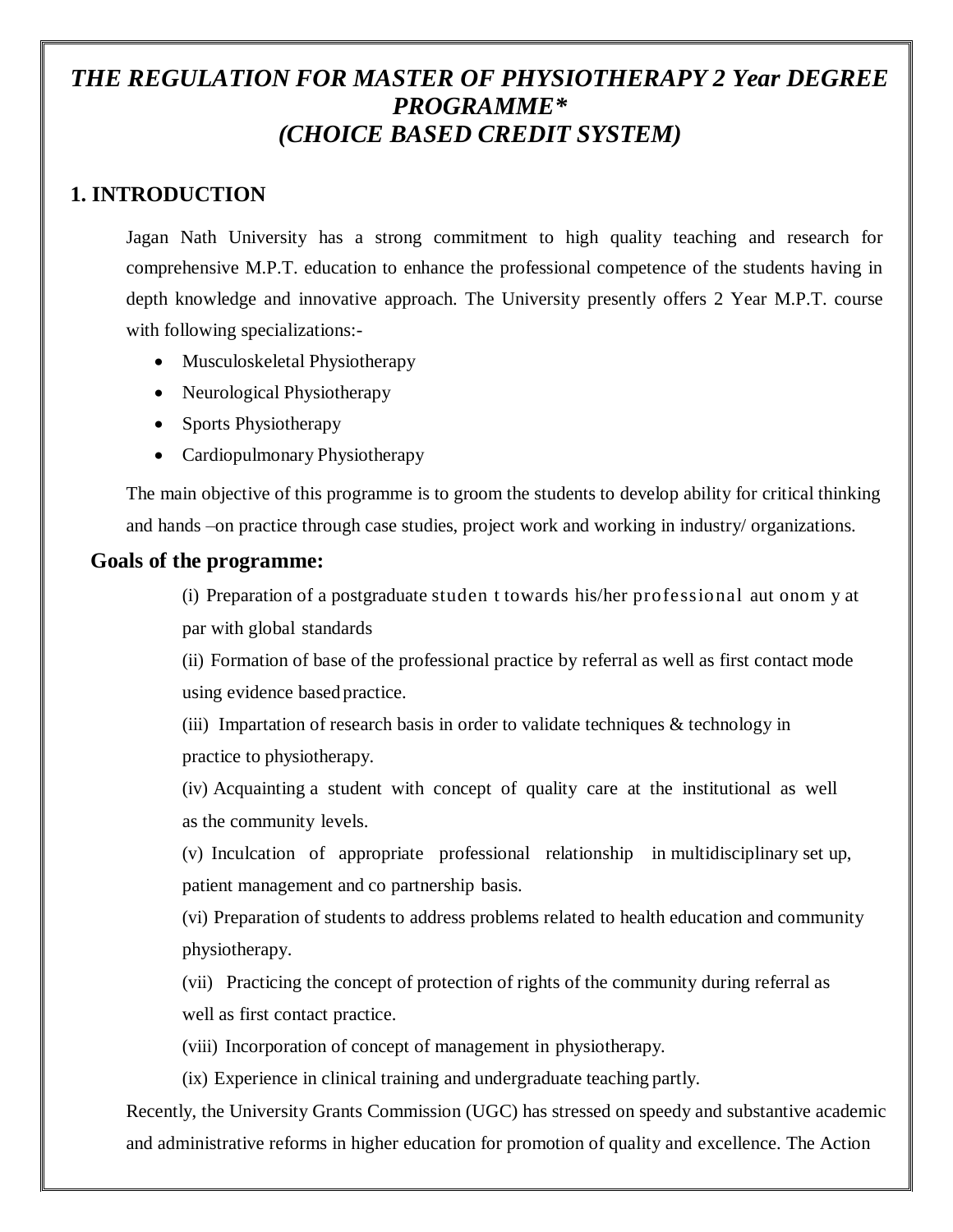# *THE REGULATION FOR MASTER OF PHYSIOTHERAPY 2 Year DEGREE PROGRAMME** *(CHOICE BASED CREDIT SYSTEM)*

## 1. INTRODUCTION

Jagan Nath University has a strong commitment to high quality teaching and research for comprehensive M.P.T. education to enhance the professional competence of the students having in depth knowledge and innovative approach. The University presently offers 2 Year M.P.T. course with following specializations:-

- Musculoskeletal Physiotherapy
- Neurological Physiotherapy
- Sports Physiotherapy
- Cardiopulmonary Physiotherapy

The main objective of this programme is to groom the students to develop ability for critical thinking and hands –on practice through case studies, project work and working in industry/ organizations.

### Goals of the programme:

(i) Preparation of a postgraduate student towards his/her professional autonomy at par with global standards

(ii) Formation of base of the professional practice by referral as well as first contact mode using evidence based practice.

(iii) Impartation of research basis in order to validate techniques & technology in practice to physiotherapy.

(iv) Acquainting a student with concept of quality care at the institutional as well as the community levels.

(v) Inculcation of appropriate professional relationship in multidisciplinary set up, patient management and co partnership basis.

(vi) Preparation of students to address problems related to health education and community physiotherapy.

(vii) Practicing the concept of protection of rights of the community during referral as well as first contact practice.

(viii) Incorporation of concept of management in physiotherapy.

(ix) Experience in clinical training and undergraduate teaching partly.

Recently, the University Grants Commission (UGC) has stressed on speedy and substantive academic and administrative reforms in higher education for promotion of quality and excellence. The Action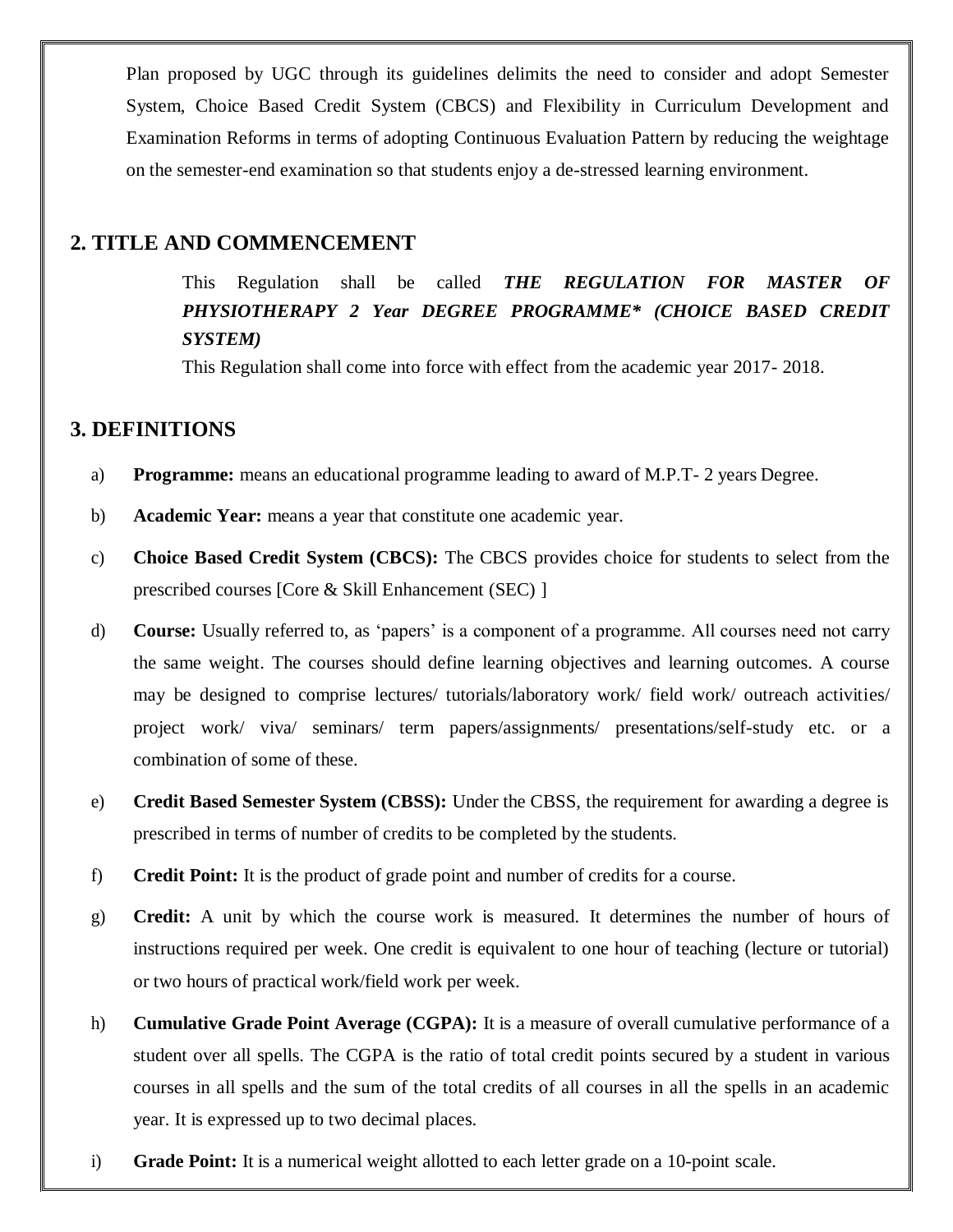Plan proposed by UGC through its guidelines delimits the need to consider and adopt Semester System, Choice Based Credit System (CBCS) and Flexibility in Curriculum Development and Examination Reforms in terms of adopting Continuous Evaluation Pattern by reducing the weightage on the semester-end examination so that students enjoy a de-stressed learning environment.

## 2. TITLE AND COMMENCEMENT

This Regulation shall be called ***THE REGULATION FOR MASTER OF PHYSIOTHERAPY 2 Year DEGREE PROGRAMME* (CHOICE BASED CREDIT SYSTEM)***

This Regulation shall come into force with effect from the academic year 2017- 2018.

## 3. DEFINITIONS

a) **Programme:** means an educational programme leading to award of M.P.T- 2 years Degree.

b) **Academic Year:** means a year that constitute one academic year.

c) **Choice Based Credit System (CBCS):** The CBCS provides choice for students to select from the prescribed courses [Core & Skill Enhancement (SEC) ]

d) **Course:** Usually referred to, as 'papers' is a component of a programme. All courses need not carry the same weight. The courses should define learning objectives and learning outcomes. A course may be designed to comprise lectures/ tutorials/laboratory work/ field work/ outreach activities/ project work/ viva/ seminars/ term papers/assignments/ presentations/self-study etc. or a combination of some of these.

e) **Credit Based Semester System (CBSS):** Under the CBSS, the requirement for awarding a degree is prescribed in terms of number of credits to be completed by the students.

f) **Credit Point:** It is the product of grade point and number of credits for a course.

g) **Credit:** A unit by which the course work is measured. It determines the number of hours of instructions required per week. One credit is equivalent to one hour of teaching (lecture or tutorial) or two hours of practical work/field work per week.

h) **Cumulative Grade Point Average (CGPA):** It is a measure of overall cumulative performance of a student over all spells. The CGPA is the ratio of total credit points secured by a student in various courses in all spells and the sum of the total credits of all courses in all the spells in an academic year. It is expressed up to two decimal places.

i) **Grade Point:** It is a numerical weight allotted to each letter grade on a 10-point scale.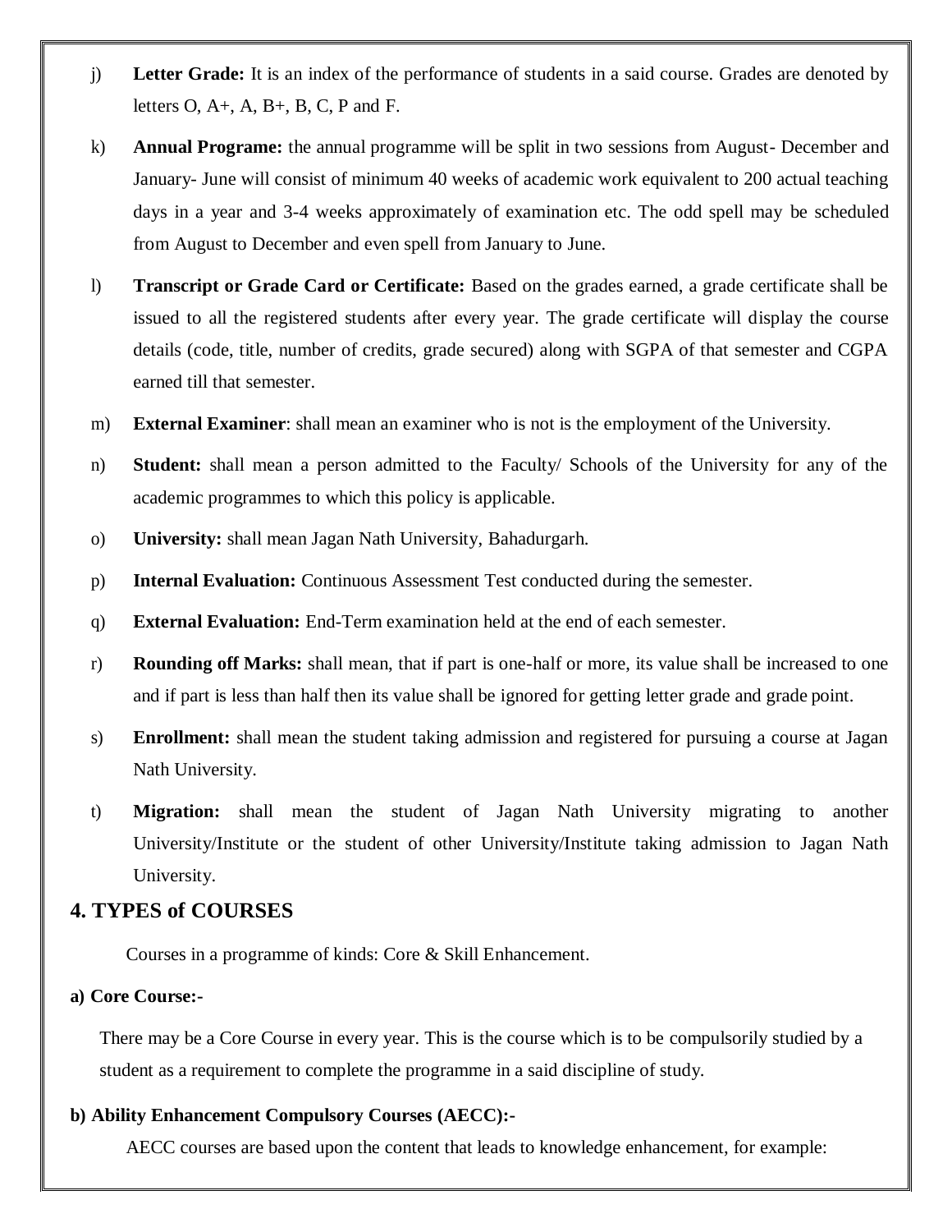j) **Letter Grade:** It is an index of the performance of students in a said course. Grades are denoted by letters O, A+, A, B+, B, C, P and F.

k) **Annual Programe:** the annual programme will be split in two sessions from August- December and January- June will consist of minimum 40 weeks of academic work equivalent to 200 actual teaching days in a year and 3-4 weeks approximately of examination etc. The odd spell may be scheduled from August to December and even spell from January to June.

l) **Transcript or Grade Card or Certificate:** Based on the grades earned, a grade certificate shall be issued to all the registered students after every year. The grade certificate will display the course details (code, title, number of credits, grade secured) along with SGPA of that semester and CGPA earned till that semester.

m) **External Examiner**: shall mean an examiner who is not is the employment of the University.

n) **Student:** shall mean a person admitted to the Faculty/ Schools of the University for any of the academic programmes to which this policy is applicable.

o) **University:** shall mean Jagan Nath University, Bahadurgarh.

p) **Internal Evaluation:** Continuous Assessment Test conducted during the semester.

q) **External Evaluation:** End-Term examination held at the end of each semester.

r) **Rounding off Marks:** shall mean, that if part is one-half or more, its value shall be increased to one and if part is less than half then its value shall be ignored for getting letter grade and grade point.

s) **Enrollment:** shall mean the student taking admission and registered for pursuing a course at Jagan Nath University.

t) **Migration:** shall mean the student of Jagan Nath University migrating to another University/Institute or the student of other University/Institute taking admission to Jagan Nath University.

## 4. TYPES of COURSES

Courses in a programme of kinds: Core & Skill Enhancement.

**a) Core Course:-**

There may be a Core Course in every year. This is the course which is to be compulsorily studied by a student as a requirement to complete the programme in a said discipline of study.

**b) Ability Enhancement Compulsory Courses (AECC):-**

AECC courses are based upon the content that leads to knowledge enhancement, for example: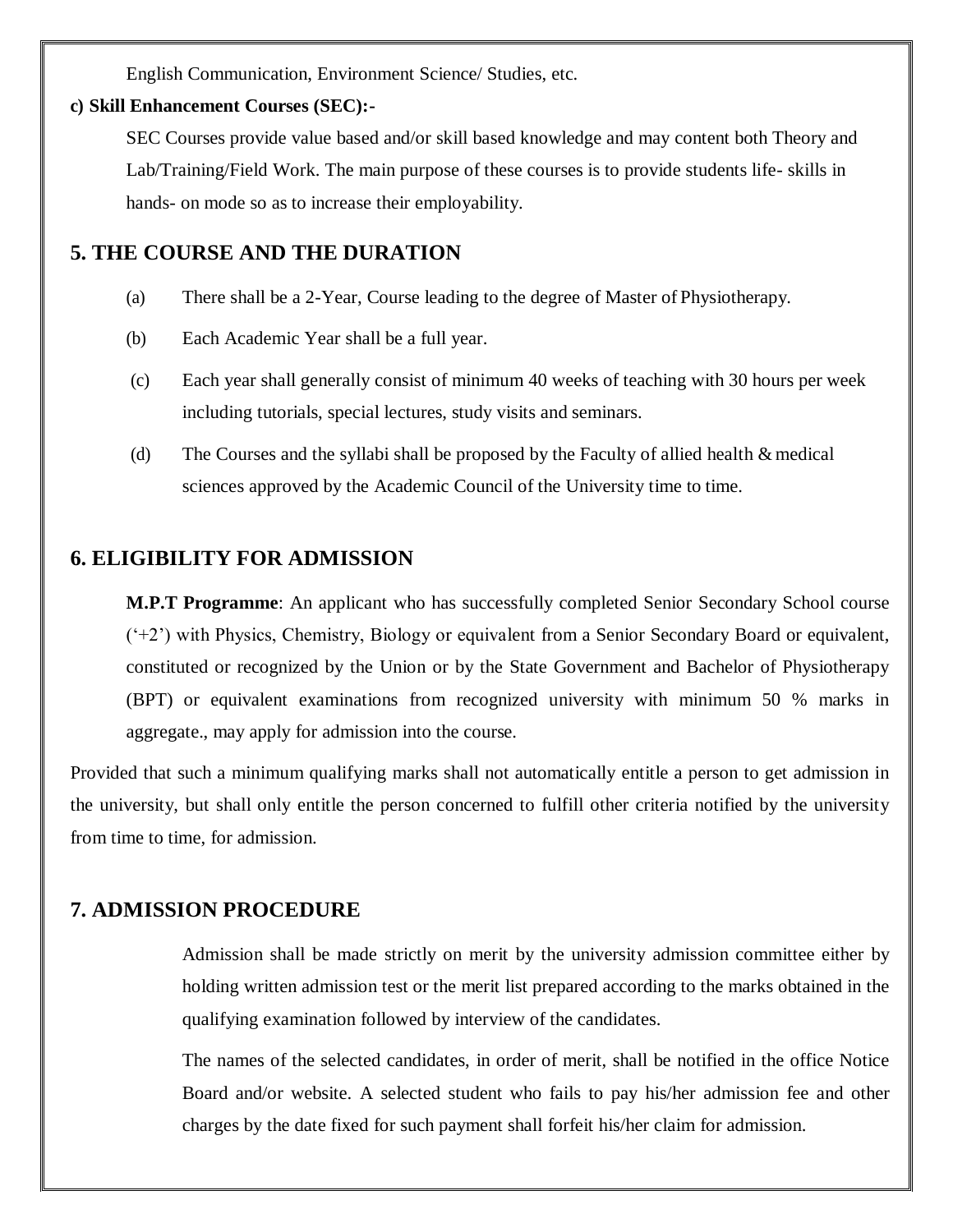English Communication, Environment Science/ Studies, etc.

**c) Skill Enhancement Courses (SEC):-**

SEC Courses provide value based and/or skill based knowledge and may content both Theory and Lab/Training/Field Work. The main purpose of these courses is to provide students life- skills in hands- on mode so as to increase their employability.

## 5. THE COURSE AND THE DURATION

(a) There shall be a 2-Year, Course leading to the degree of Master of Physiotherapy.

(b) Each Academic Year shall be a full year.

(c) Each year shall generally consist of minimum 40 weeks of teaching with 30 hours per week including tutorials, special lectures, study visits and seminars.

(d) The Courses and the syllabi shall be proposed by the Faculty of allied health & medical sciences approved by the Academic Council of the University time to time.

## 6. ELIGIBILITY FOR ADMISSION

**M.P.T Programme**: An applicant who has successfully completed Senior Secondary School course ('+2') with Physics, Chemistry, Biology or equivalent from a Senior Secondary Board or equivalent, constituted or recognized by the Union or by the State Government and Bachelor of Physiotherapy (BPT) or equivalent examinations from recognized university with minimum 50 % marks in aggregate., may apply for admission into the course.

Provided that such a minimum qualifying marks shall not automatically entitle a person to get admission in the university, but shall only entitle the person concerned to fulfill other criteria notified by the university from time to time, for admission.

## 7. ADMISSION PROCEDURE

Admission shall be made strictly on merit by the university admission committee either by holding written admission test or the merit list prepared according to the marks obtained in the qualifying examination followed by interview of the candidates.

The names of the selected candidates, in order of merit, shall be notified in the office Notice Board and/or website. A selected student who fails to pay his/her admission fee and other charges by the date fixed for such payment shall forfeit his/her claim for admission.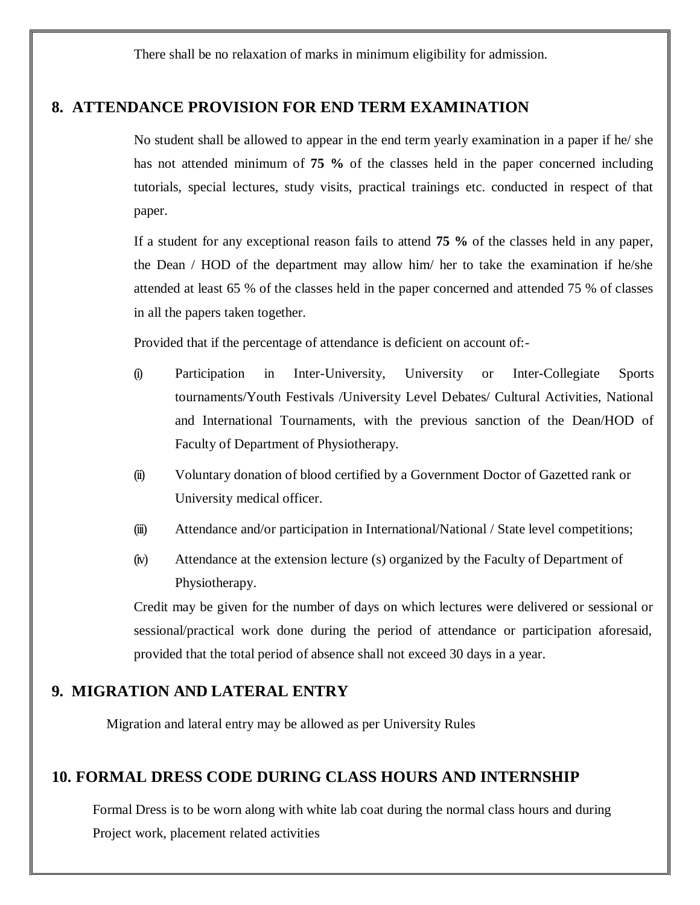There shall be no relaxation of marks in minimum eligibility for admission.

## 8. ATTENDANCE PROVISION FOR END TERM EXAMINATION

No student shall be allowed to appear in the end term yearly examination in a paper if he/ she has not attended minimum of **75 %** of the classes held in the paper concerned including tutorials, special lectures, study visits, practical trainings etc. conducted in respect of that paper.

If a student for any exceptional reason fails to attend **75 %** of the classes held in any paper, the Dean / HOD of the department may allow him/ her to take the examination if he/she attended at least 65 % of the classes held in the paper concerned and attended 75 % of classes in all the papers taken together.

Provided that if the percentage of attendance is deficient on account of:-

(i) Participation in Inter-University, University or Inter-Collegiate Sports tournaments/Youth Festivals /University Level Debates/ Cultural Activities, National and International Tournaments, with the previous sanction of the Dean/HOD of Faculty of Department of Physiotherapy.

(ii) Voluntary donation of blood certified by a Government Doctor of Gazetted rank or University medical officer.

(iii) Attendance and/or participation in International/National / State level competitions;

(iv) Attendance at the extension lecture (s) organized by the Faculty of Department of Physiotherapy.

Credit may be given for the number of days on which lectures were delivered or sessional or sessional/practical work done during the period of attendance or participation aforesaid, provided that the total period of absence shall not exceed 30 days in a year.

## 9. MIGRATION AND LATERAL ENTRY

Migration and lateral entry may be allowed as per University Rules

## 10. FORMAL DRESS CODE DURING CLASS HOURS AND INTERNSHIP

Formal Dress is to be worn along with white lab coat during the normal class hours and during Project work, placement related activities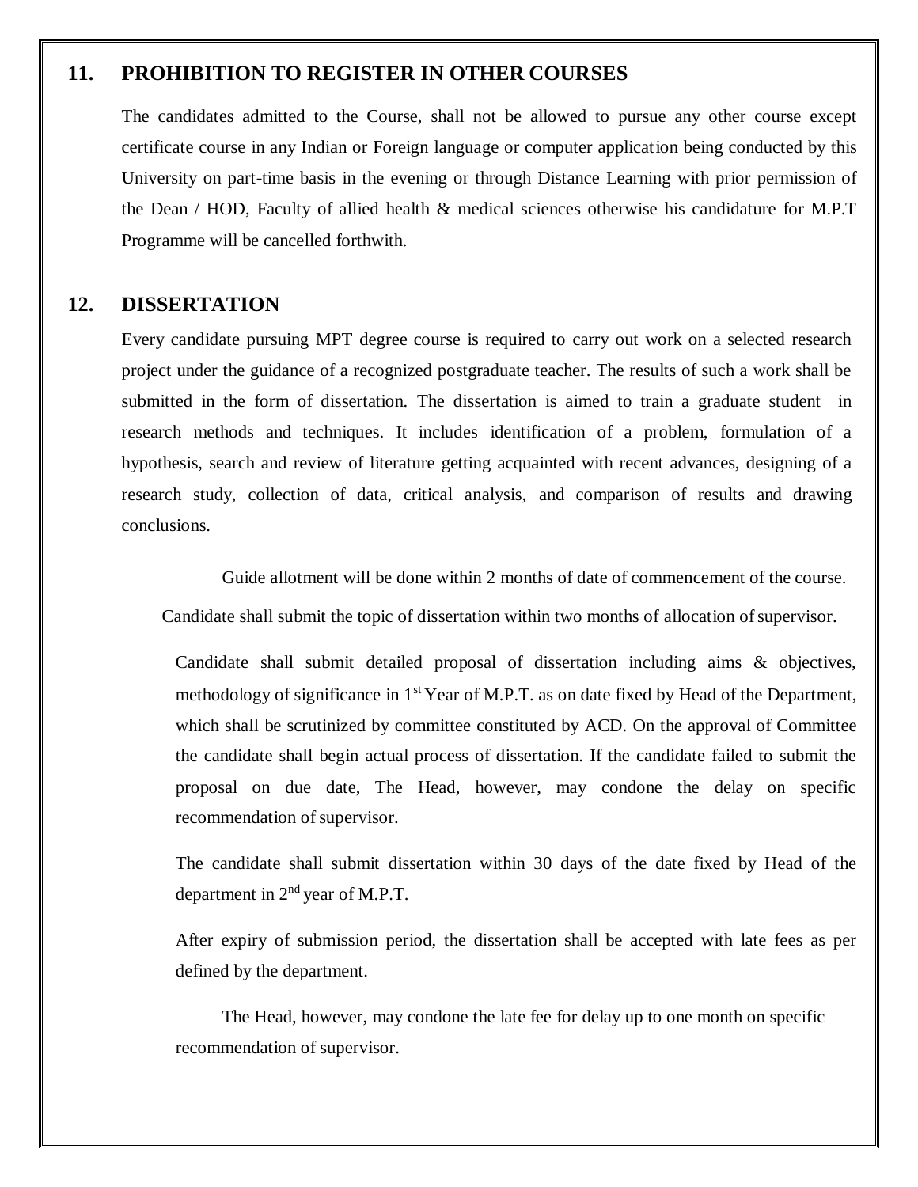## 11. PROHIBITION TO REGISTER IN OTHER COURSES

The candidates admitted to the Course, shall not be allowed to pursue any other course except certificate course in any Indian or Foreign language or computer application being conducted by this University on part-time basis in the evening or through Distance Learning with prior permission of the Dean / HOD, Faculty of allied health & medical sciences otherwise his candidature for M.P.T Programme will be cancelled forthwith.

## 12. DISSERTATION

Every candidate pursuing MPT degree course is required to carry out work on a selected research project under the guidance of a recognized postgraduate teacher. The results of such a work shall be submitted in the form of dissertation. The dissertation is aimed to train a graduate student in research methods and techniques. It includes identification of a problem, formulation of a hypothesis, search and review of literature getting acquainted with recent advances, designing of a research study, collection of data, critical analysis, and comparison of results and drawing conclusions.

Guide allotment will be done within 2 months of date of commencement of the course.

Candidate shall submit the topic of dissertation within two months of allocation of supervisor.

Candidate shall submit detailed proposal of dissertation including aims & objectives, methodology of significance in 1st Year of M.P.T. as on date fixed by Head of the Department, which shall be scrutinized by committee constituted by ACD. On the approval of Committee the candidate shall begin actual process of dissertation. If the candidate failed to submit the proposal on due date, The Head, however, may condone the delay on specific recommendation of supervisor.

The candidate shall submit dissertation within 30 days of the date fixed by Head of the department in 2nd year of M.P.T.

After expiry of submission period, the dissertation shall be accepted with late fees as per defined by the department.

The Head, however, may condone the late fee for delay up to one month on specific recommendation of supervisor.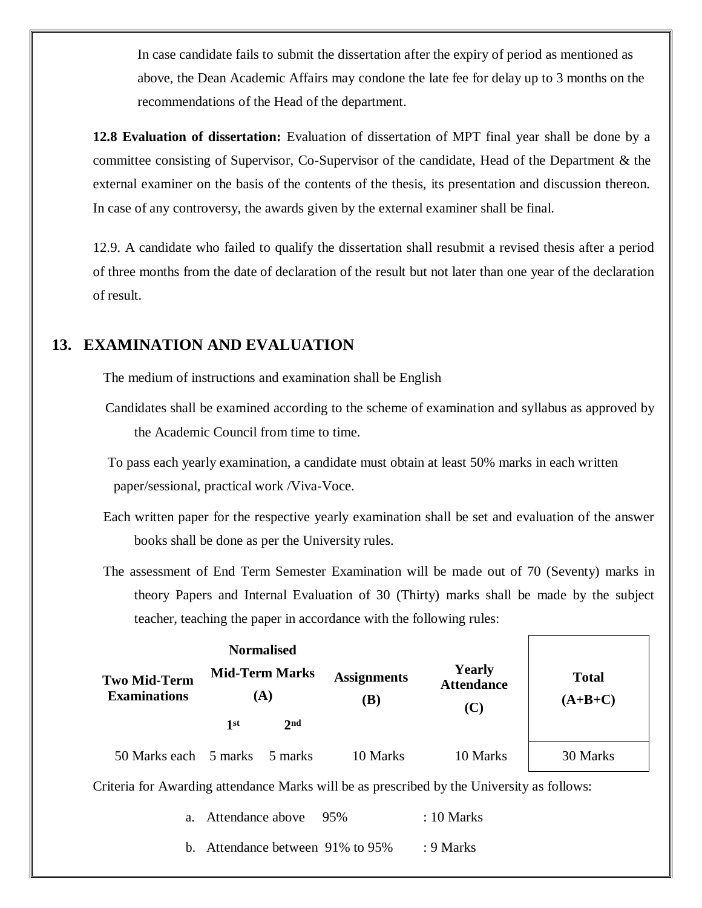In case candidate fails to submit the dissertation after the expiry of period as mentioned as above, the Dean Academic Affairs may condone the late fee for delay up to 3 months on the recommendations of the Head of the department.

**12.8 Evaluation of dissertation:** Evaluation of dissertation of MPT final year shall be done by a committee consisting of Supervisor, Co-Supervisor of the candidate, Head of the Department & the external examiner on the basis of the contents of the thesis, its presentation and discussion thereon. In case of any controversy, the awards given by the external examiner shall be final.

12.9. A candidate who failed to qualify the dissertation shall resubmit a revised thesis after a period of three months from the date of declaration of the result but not later than one year of the declaration of result.

## 13. EXAMINATION AND EVALUATION

The medium of instructions and examination shall be English

Candidates shall be examined according to the scheme of examination and syllabus as approved by the Academic Council from time to time.

To pass each yearly examination, a candidate must obtain at least 50% marks in each written paper/sessional, practical work /Viva-Voce.

Each written paper for the respective yearly examination shall be set and evaluation of the answer books shall be done as per the University rules.

The assessment of End Term Semester Examination will be made out of 70 (Seventy) marks in theory Papers and Internal Evaluation of 30 (Thirty) marks shall be made by the subject teacher, teaching the paper in accordance with the following rules:

| Two Mid-Term Examinations | Normalised Mid-Term Marks (A) | | Assignments (B) | Yearly Attendance (C) | Total (A+B+C) |
|---|---|---|---|---|---|
| | 1st | 2nd | | | |
| 50 Marks each | 5 marks | 5 marks | 10 Marks | 10 Marks | 30 Marks |

Criteria for Awarding attendance Marks will be as prescribed by the University as follows:

a. Attendance above 95% : 10 Marks

b. Attendance between 91% to 95% : 9 Marks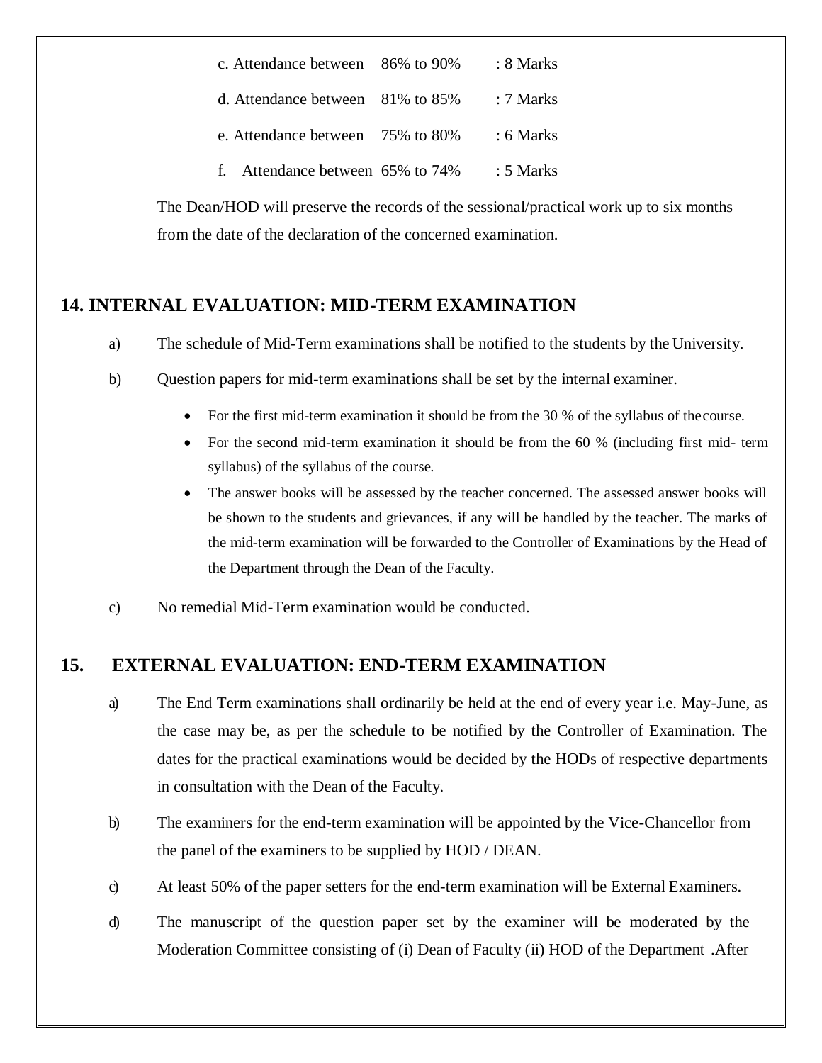c. Attendance between 86% to 90% : 8 Marks

d. Attendance between 81% to 85% : 7 Marks

e. Attendance between 75% to 80% : 6 Marks

f. Attendance between 65% to 74% : 5 Marks

The Dean/HOD will preserve the records of the sessional/practical work up to six months from the date of the declaration of the concerned examination.

## 14. INTERNAL EVALUATION: MID-TERM EXAMINATION

a) The schedule of Mid-Term examinations shall be notified to the students by the University.

b) Question papers for mid-term examinations shall be set by the internal examiner.

- For the first mid-term examination it should be from the 30 % of the syllabus of the course.
- For the second mid-term examination it should be from the 60 % (including first mid- term syllabus) of the syllabus of the course.
- The answer books will be assessed by the teacher concerned. The assessed answer books will be shown to the students and grievances, if any will be handled by the teacher. The marks of the mid-term examination will be forwarded to the Controller of Examinations by the Head of the Department through the Dean of the Faculty.

c) No remedial Mid-Term examination would be conducted.

## 15. EXTERNAL EVALUATION: END-TERM EXAMINATION

a) The End Term examinations shall ordinarily be held at the end of every year i.e. May-June, as the case may be, as per the schedule to be notified by the Controller of Examination. The dates for the practical examinations would be decided by the HODs of respective departments in consultation with the Dean of the Faculty.

b) The examiners for the end-term examination will be appointed by the Vice-Chancellor from the panel of the examiners to be supplied by HOD / DEAN.

c) At least 50% of the paper setters for the end-term examination will be External Examiners.

d) The manuscript of the question paper set by the examiner will be moderated by the Moderation Committee consisting of (i) Dean of Faculty (ii) HOD of the Department .After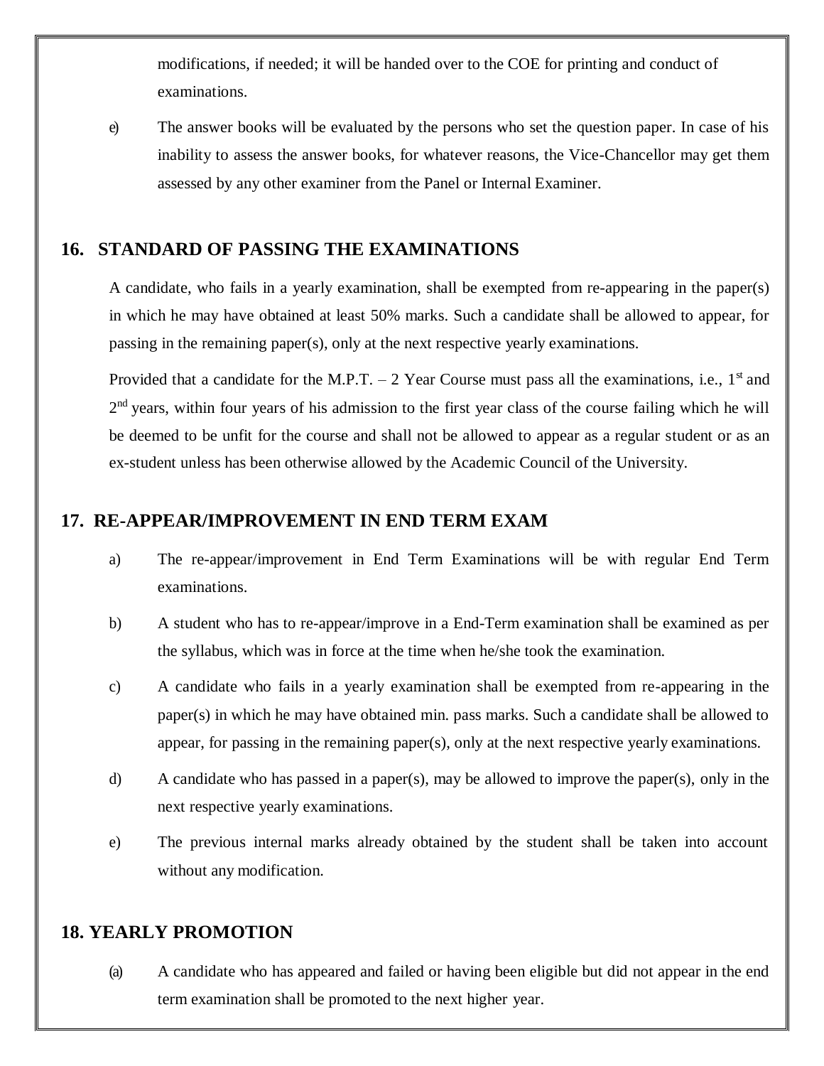modifications, if needed; it will be handed over to the COE for printing and conduct of examinations.

e) The answer books will be evaluated by the persons who set the question paper. In case of his inability to assess the answer books, for whatever reasons, the Vice-Chancellor may get them assessed by any other examiner from the Panel or Internal Examiner.

## 16. STANDARD OF PASSING THE EXAMINATIONS

A candidate, who fails in a yearly examination, shall be exempted from re-appearing in the paper(s) in which he may have obtained at least 50% marks. Such a candidate shall be allowed to appear, for passing in the remaining paper(s), only at the next respective yearly examinations.

Provided that a candidate for the M.P.T. – 2 Year Course must pass all the examinations, i.e., 1st and 2nd years, within four years of his admission to the first year class of the course failing which he will be deemed to be unfit for the course and shall not be allowed to appear as a regular student or as an ex-student unless has been otherwise allowed by the Academic Council of the University.

## 17. RE-APPEAR/IMPROVEMENT IN END TERM EXAM

a) The re-appear/improvement in End Term Examinations will be with regular End Term examinations.

b) A student who has to re-appear/improve in a End-Term examination shall be examined as per the syllabus, which was in force at the time when he/she took the examination.

c) A candidate who fails in a yearly examination shall be exempted from re-appearing in the paper(s) in which he may have obtained min. pass marks. Such a candidate shall be allowed to appear, for passing in the remaining paper(s), only at the next respective yearly examinations.

d) A candidate who has passed in a paper(s), may be allowed to improve the paper(s), only in the next respective yearly examinations.

e) The previous internal marks already obtained by the student shall be taken into account without any modification.

## 18. YEARLY PROMOTION

(a) A candidate who has appeared and failed or having been eligible but did not appear in the end term examination shall be promoted to the next higher year.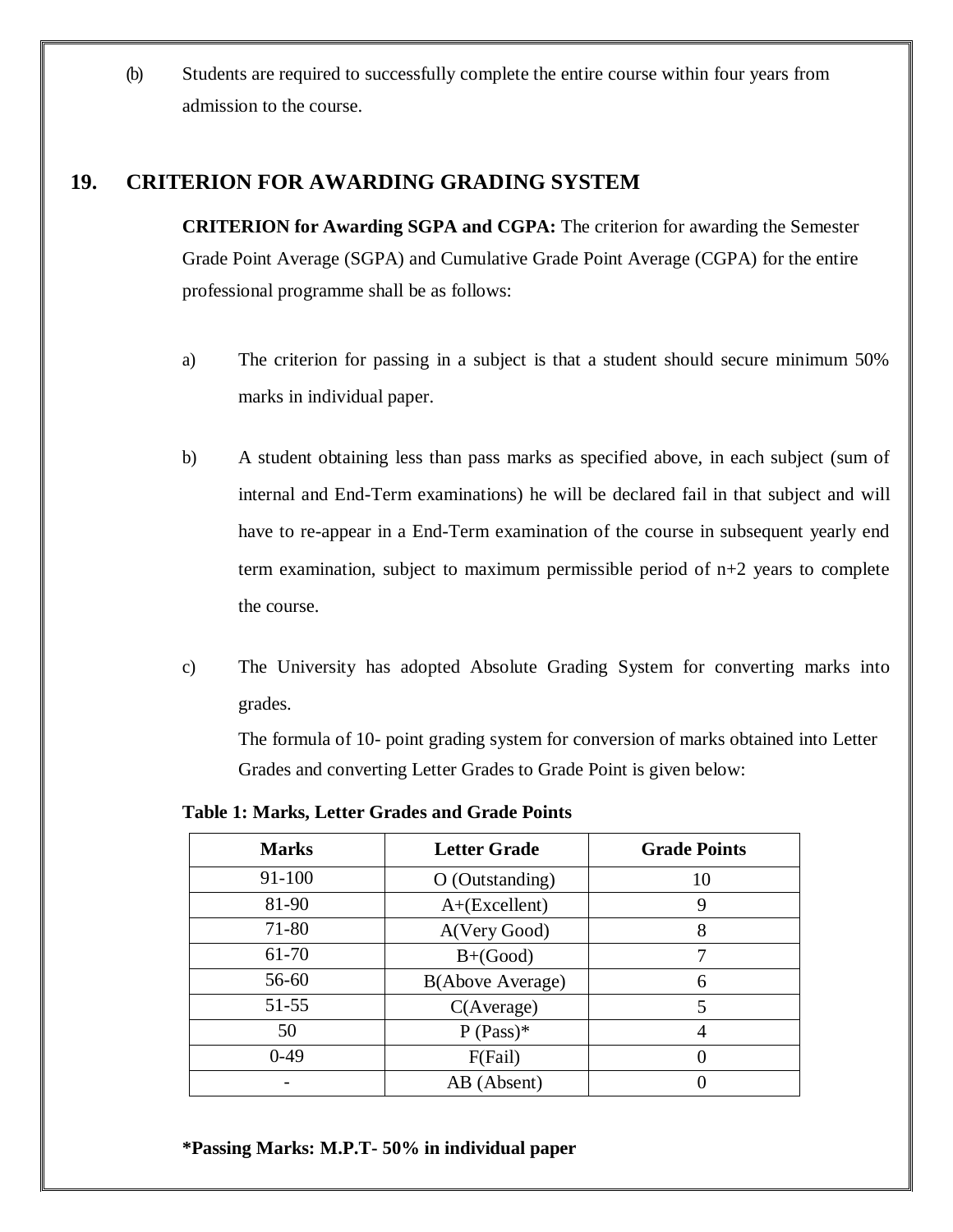(b) Students are required to successfully complete the entire course within four years from admission to the course.

## 19. CRITERION FOR AWARDING GRADING SYSTEM

**CRITERION for Awarding SGPA and CGPA:** The criterion for awarding the Semester Grade Point Average (SGPA) and Cumulative Grade Point Average (CGPA) for the entire professional programme shall be as follows:

a) The criterion for passing in a subject is that a student should secure minimum 50% marks in individual paper.

b) A student obtaining less than pass marks as specified above, in each subject (sum of internal and End-Term examinations) he will be declared fail in that subject and will have to re-appear in a End-Term examination of the course in subsequent yearly end term examination, subject to maximum permissible period of n+2 years to complete the course.

c) The University has adopted Absolute Grading System for converting marks into grades.

The formula of 10- point grading system for conversion of marks obtained into Letter Grades and converting Letter Grades to Grade Point is given below:

**Table 1: Marks, Letter Grades and Grade Points**

| Marks | Letter Grade | Grade Points |
|---|---|---|
| 91-100 | O (Outstanding) | 10 |
| 81-90 | A+(Excellent) | 9 |
| 71-80 | A(Very Good) | 8 |
| 61-70 | B+(Good) | 7 |
| 56-60 | B(Above Average) | 6 |
| 51-55 | C(Average) | 5 |
| 50 | P (Pass)* | 4 |
| 0-49 | F(Fail) | 0 |
| - | AB (Absent) | 0 |

**\*Passing Marks: M.P.T- 50% in individual paper**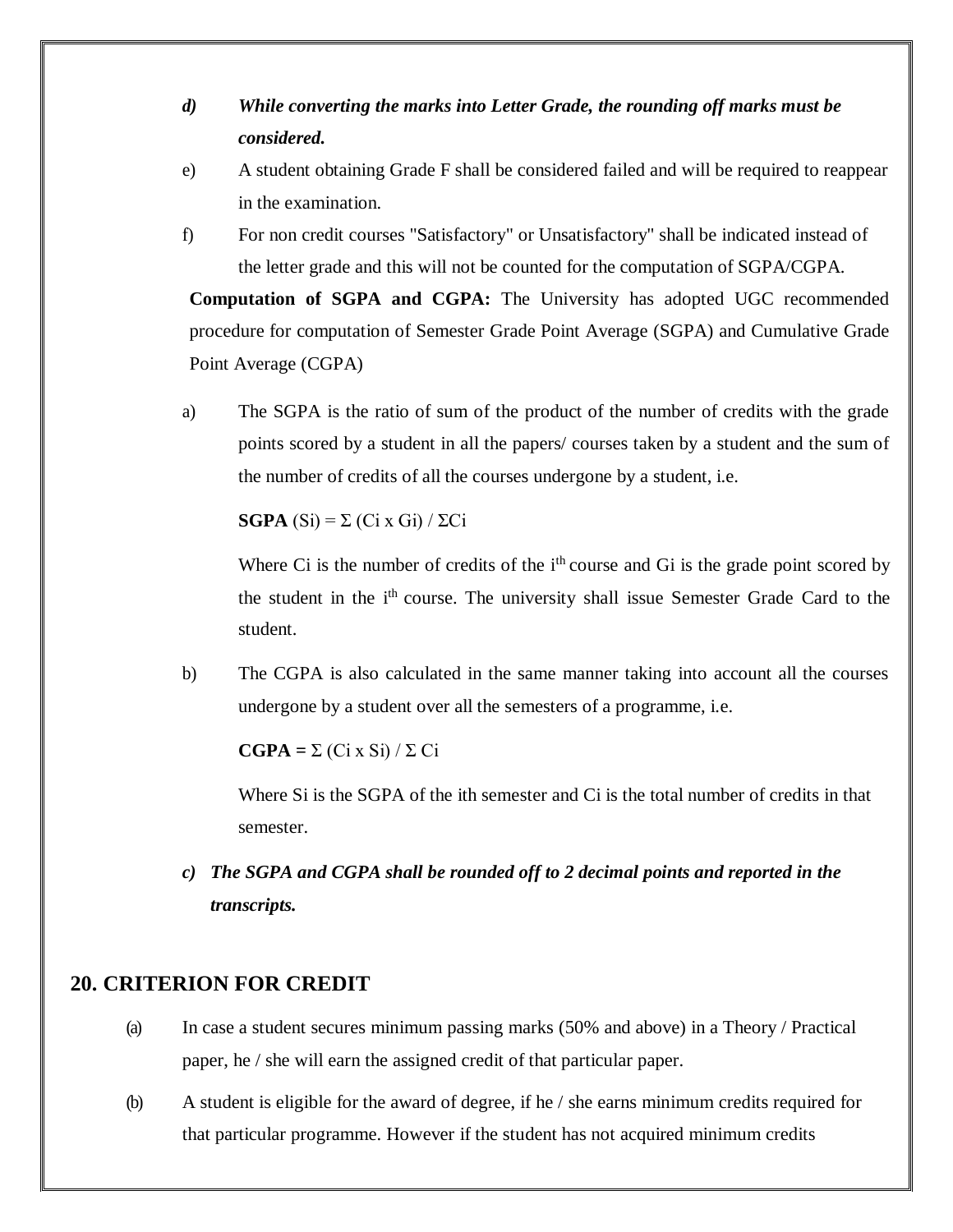*d)* ***While converting the marks into Letter Grade, the rounding off marks must be considered.***

e) A student obtaining Grade F shall be considered failed and will be required to reappear in the examination.

f) For non credit courses "Satisfactory" or Unsatisfactory" shall be indicated instead of the letter grade and this will not be counted for the computation of SGPA/CGPA.

**Computation of SGPA and CGPA:** The University has adopted UGC recommended procedure for computation of Semester Grade Point Average (SGPA) and Cumulative Grade Point Average (CGPA)

a) The SGPA is the ratio of sum of the product of the number of credits with the grade points scored by a student in all the papers/ courses taken by a student and the sum of the number of credits of all the courses undergone by a student, i.e.

**SGPA** $(S_i) = \Sigma (C_i \times G_i) / \Sigma C_i$

Where $C_i$ is the number of credits of the $i^{th}$ course and $G_i$ is the grade point scored by the student in the $i^{th}$ course. The university shall issue Semester Grade Card to the student.

b) The CGPA is also calculated in the same manner taking into account all the courses undergone by a student over all the semesters of a programme, i.e.

**CGPA =** $\Sigma (C_i \times S_i) / \Sigma C_i$

Where $S_i$ is the SGPA of the ith semester and $C_i$ is the total number of credits in that semester.

*c)* ***The SGPA and CGPA shall be rounded off to 2 decimal points and reported in the transcripts.***

## 20. CRITERION FOR CREDIT

(a) In case a student secures minimum passing marks (50% and above) in a Theory / Practical paper, he / she will earn the assigned credit of that particular paper.

(b) A student is eligible for the award of degree, if he / she earns minimum credits required for that particular programme. However if the student has not acquired minimum credits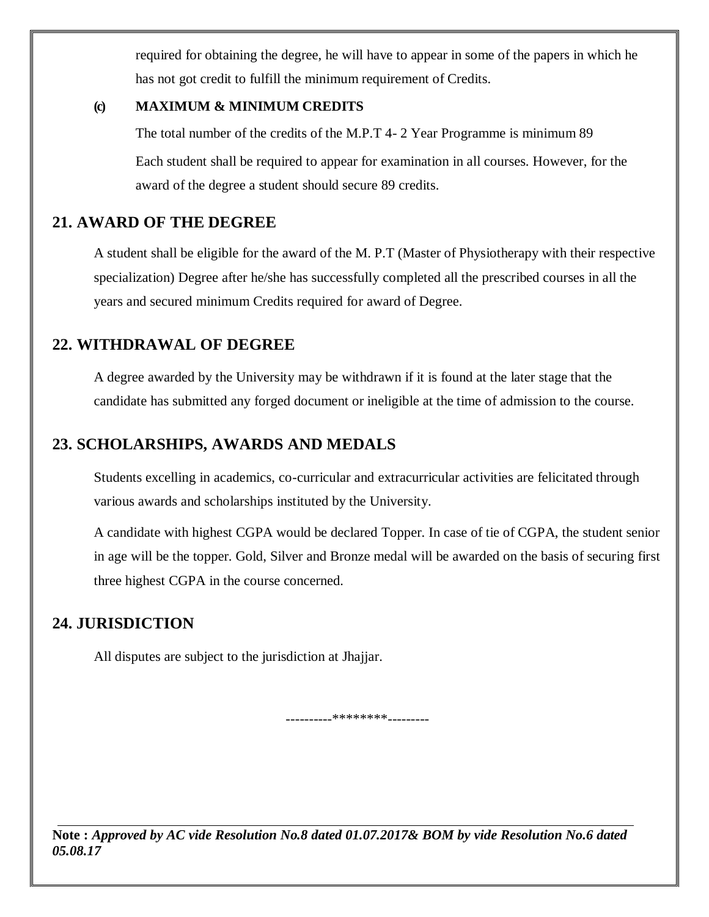required for obtaining the degree, he will have to appear in some of the papers in which he has not got credit to fulfill the minimum requirement of Credits.

**(c) MAXIMUM & MINIMUM CREDITS**

The total number of the credits of the M.P.T 4- 2 Year Programme is minimum 89

Each student shall be required to appear for examination in all courses. However, for the award of the degree a student should secure 89 credits.

## 21. AWARD OF THE DEGREE

A student shall be eligible for the award of the M. P.T (Master of Physiotherapy with their respective specialization) Degree after he/she has successfully completed all the prescribed courses in all the years and secured minimum Credits required for award of Degree.

## 22. WITHDRAWAL OF DEGREE

A degree awarded by the University may be withdrawn if it is found at the later stage that the candidate has submitted any forged document or ineligible at the time of admission to the course.

## 23. SCHOLARSHIPS, AWARDS AND MEDALS

Students excelling in academics, co-curricular and extracurricular activities are felicitated through various awards and scholarships instituted by the University.

A candidate with highest CGPA would be declared Topper. In case of tie of CGPA, the student senior in age will be the topper. Gold, Silver and Bronze medal will be awarded on the basis of securing first three highest CGPA in the course concerned.

## 24. JURISDICTION

All disputes are subject to the jurisdiction at Jhajjar.

----------********---------

**Note :** ***Approved by AC vide Resolution No.8 dated 01.07.2017& BOM by vide Resolution No.6 dated 05.08.17***